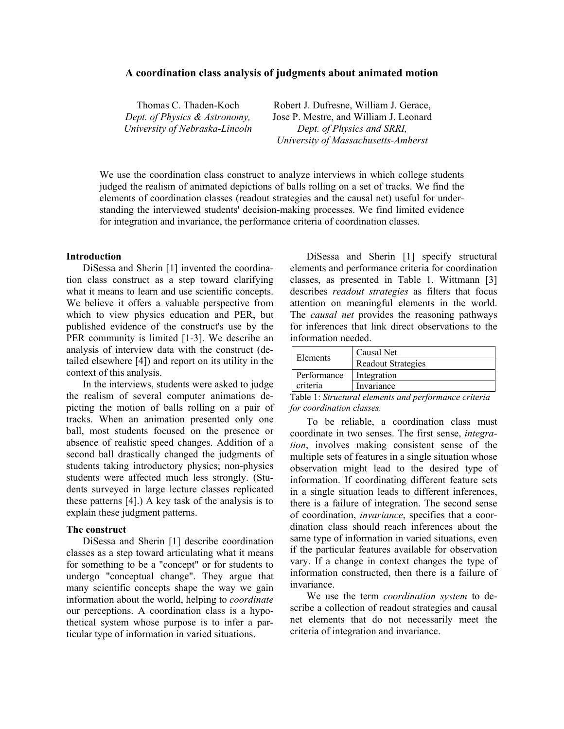# A coordination class analysis of judgments about animated motion

Thomas C. Thaden-Koch
*Dept. of Physics & Astronomy, University of Nebraska-Lincoln*

Robert J. Dufresne, William J. Gerace, Jose P. Mestre, and William J. Leonard
*Dept. of Physics and SRRI, University of Massachusetts-Amherst*

We use the coordination class construct to analyze interviews in which college students judged the realism of animated depictions of balls rolling on a set of tracks. We find the elements of coordination classes (readout strategies and the causal net) useful for understanding the interviewed students' decision-making processes. We find limited evidence for integration and invariance, the performance criteria of coordination classes.

## Introduction

DiSessa and Sherin [1] invented the coordination class construct as a step toward clarifying what it means to learn and use scientific concepts. We believe it offers a valuable perspective from which to view physics education and PER, but published evidence of the construct's use by the PER community is limited [1-3]. We describe an analysis of interview data with the construct (detailed elsewhere [4]) and report on its utility in the context of this analysis.

In the interviews, students were asked to judge the realism of several computer animations depicting the motion of balls rolling on a pair of tracks. When an animation presented only one ball, most students focused on the presence or absence of realistic speed changes. Addition of a second ball drastically changed the judgments of students taking introductory physics; non-physics students were affected much less strongly. (Students surveyed in large lecture classes replicated these patterns [4].) A key task of the analysis is to explain these judgment patterns.

## The construct

DiSessa and Sherin [1] describe coordination classes as a step toward articulating what it means for something to be a "concept" or for students to undergo "conceptual change". They argue that many scientific concepts shape the way we gain information about the world, helping to *coordinate* our perceptions. A coordination class is a hypothetical system whose purpose is to infer a particular type of information in varied situations.

DiSessa and Sherin [1] specify structural elements and performance criteria for coordination classes, as presented in Table 1. Wittmann [3] describes *readout strategies* as filters that focus attention on meaningful elements in the world. The *causal net* provides the reasoning pathways for inferences that link direct observations to the information needed.

| | |
|---|---|
| Elements | Causal Net |
| | Readout Strategies |
| Performance criteria | Integration |
| | Invariance |

Table 1: *Structural elements and performance criteria for coordination classes.*

To be reliable, a coordination class must coordinate in two senses. The first sense, *integration*, involves making consistent sense of the multiple sets of features in a single situation whose observation might lead to the desired type of information. If coordinating different feature sets in a single situation leads to different inferences, there is a failure of integration. The second sense of coordination, *invariance*, specifies that a coordination class should reach inferences about the same type of information in varied situations, even if the particular features available for observation vary. If a change in context changes the type of information constructed, then there is a failure of invariance.

We use the term *coordination system* to describe a collection of readout strategies and causal net elements that do not necessarily meet the criteria of integration and invariance.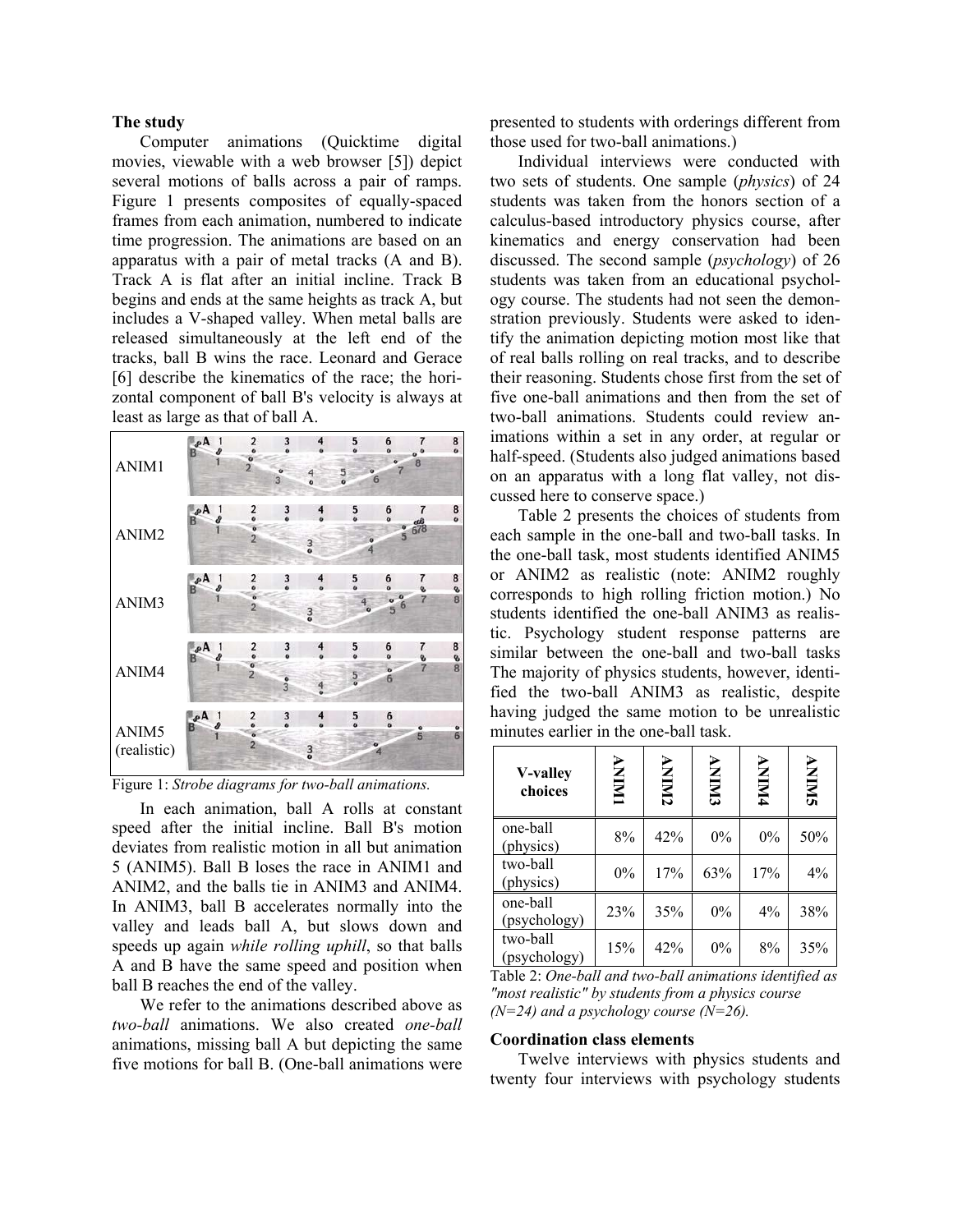### The study

Computer animations (Quicktime digital movies, viewable with a web browser [5]) depict several motions of balls across a pair of ramps. Figure 1 presents composites of equally-spaced frames from each animation, numbered to indicate time progression. The animations are based on an apparatus with a pair of metal tracks (A and B). Track A is flat after an initial incline. Track B begins and ends at the same heights as track A, but includes a V-shaped valley. When metal balls are released simultaneously at the left end of the tracks, ball B wins the race. Leonard and Gerace [6] describe the kinematics of the race; the horizontal component of ball B's velocity is always at least as large as that of ball A.

ANIM1

ANIM2

ANIM3

ANIM4

ANIM5 (realistic)

Figure 1: *Strobe diagrams for two-ball animations.*

In each animation, ball A rolls at constant speed after the initial incline. Ball B's motion deviates from realistic motion in all but animation 5 (ANIM5). Ball B loses the race in ANIM1 and ANIM2, and the balls tie in ANIM3 and ANIM4. In ANIM3, ball B accelerates normally into the valley and leads ball A, but slows down and speeds up again *while rolling uphill*, so that balls A and B have the same speed and position when ball B reaches the end of the valley.

We refer to the animations described above as *two-ball* animations. We also created *one-ball* animations, missing ball A but depicting the same five motions for ball B. (One-ball animations were presented to students with orderings different from those used for two-ball animations.)

Individual interviews were conducted with two sets of students. One sample (*physics*) of 24 students was taken from the honors section of a calculus-based introductory physics course, after kinematics and energy conservation had been discussed. The second sample (*psychology*) of 26 students was taken from an educational psychology course. The students had not seen the demonstration previously. Students were asked to identify the animation depicting motion most like that of real balls rolling on real tracks, and to describe their reasoning. Students chose first from the set of five one-ball animations and then from the set of two-ball animations. Students could review animations within a set in any order, at regular or half-speed. (Students also judged animations based on an apparatus with a long flat valley, not discussed here to conserve space.)

Table 2 presents the choices of students from each sample in the one-ball and two-ball tasks. In the one-ball task, most students identified ANIM5 or ANIM2 as realistic (note: ANIM2 roughly corresponds to high rolling friction motion.) No students identified the one-ball ANIM3 as realistic. Psychology student response patterns are similar between the one-ball and two-ball tasks The majority of physics students, however, identified the two-ball ANIM3 as realistic, despite having judged the same motion to be unrealistic minutes earlier in the one-ball task.

| V-valley choices | ANIM1 | ANIM2 | ANIM3 | ANIM4 | ANIM5 |
|---|---|---|---|---|---|
| one-ball (physics) | 8% | 42% | 0% | 0% | 50% |
| two-ball (physics) | 0% | 17% | 63% | 17% | 4% |
| one-ball (psychology) | 23% | 35% | 0% | 4% | 38% |
| two-ball (psychology) | 15% | 42% | 0% | 8% | 35% |

Table 2: *One-ball and two-ball animations identified as "most realistic" by students from a physics course (N=24) and a psychology course (N=26).*

### Coordination class elements

Twelve interviews with physics students and twenty four interviews with psychology students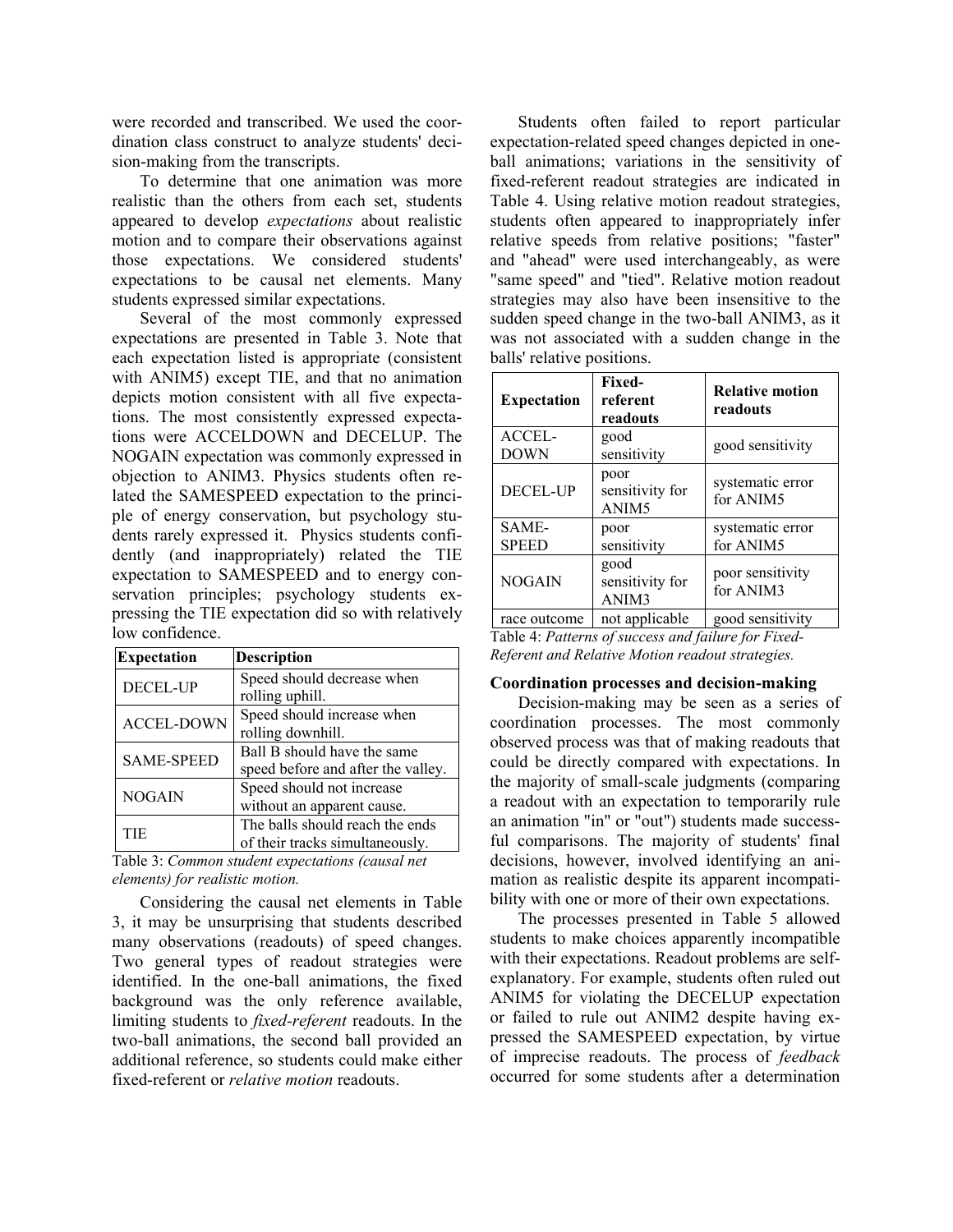were recorded and transcribed. We used the coordination class construct to analyze students' decision-making from the transcripts.

To determine that one animation was more realistic than the others from each set, students appeared to develop *expectations* about realistic motion and to compare their observations against those expectations. We considered students' expectations to be causal net elements. Many students expressed similar expectations.

Several of the most commonly expressed expectations are presented in Table 3. Note that each expectation listed is appropriate (consistent with ANIM5) except TIE, and that no animation depicts motion consistent with all five expectations. The most consistently expressed expectations were ACCELDOWN and DECELUP. The NOGAIN expectation was commonly expressed in objection to ANIM3. Physics students often related the SAMESPEED expectation to the principle of energy conservation, but psychology students rarely expressed it. Physics students confidently (and inappropriately) related the TIE expectation to SAMESPEED and to energy conservation principles; psychology students expressing the TIE expectation did so with relatively low confidence.

| Expectation | Description |
|---|---|
| DECEL-UP | Speed should decrease when rolling uphill. |
| ACCEL-DOWN | Speed should increase when rolling downhill. |
| SAME-SPEED | Ball B should have the same speed before and after the valley. |
| NOGAIN | Speed should not increase without an apparent cause. |
| TIE | The balls should reach the ends of their tracks simultaneously. |

Table 3: *Common student expectations (causal net elements) for realistic motion.*

Considering the causal net elements in Table 3, it may be unsurprising that students described many observations (readouts) of speed changes. Two general types of readout strategies were identified. In the one-ball animations, the fixed background was the only reference available, limiting students to *fixed-referent* readouts. In the two-ball animations, the second ball provided an additional reference, so students could make either fixed-referent or *relative motion* readouts.

Students often failed to report particular expectation-related speed changes depicted in one-ball animations; variations in the sensitivity of fixed-referent readout strategies are indicated in Table 4. Using relative motion readout strategies, students often appeared to inappropriately infer relative speeds from relative positions; "faster" and "ahead" were used interchangeably, as were "same speed" and "tied". Relative motion readout strategies may also have been insensitive to the sudden speed change in the two-ball ANIM3, as it was not associated with a sudden change in the balls' relative positions.

| Expectation | Fixed-referent readouts | Relative motion readouts |
|---|---|---|
| ACCEL-DOWN | good sensitivity | good sensitivity |
| DECEL-UP | poor sensitivity for ANIM5 | systematic error for ANIM5 |
| SAME-SPEED | poor sensitivity | systematic error for ANIM5 |
| NOGAIN | good sensitivity for ANIM3 | poor sensitivity for ANIM3 |
| race outcome | not applicable | good sensitivity |

Table 4: *Patterns of success and failure for Fixed-Referent and Relative Motion readout strategies.*

**Coordination processes and decision-making**

Decision-making may be seen as a series of coordination processes. The most commonly observed process was that of making readouts that could be directly compared with expectations. In the majority of small-scale judgments (comparing a readout with an expectation to temporarily rule an animation "in" or "out") students made successful comparisons. The majority of students' final decisions, however, involved identifying an animation as realistic despite its apparent incompatibility with one or more of their own expectations.

The processes presented in Table 5 allowed students to make choices apparently incompatible with their expectations. Readout problems are self-explanatory. For example, students often ruled out ANIM5 for violating the DECELUP expectation or failed to rule out ANIM2 despite having expressed the SAMESPEED expectation, by virtue of imprecise readouts. The process of *feedback* occurred for some students after a determination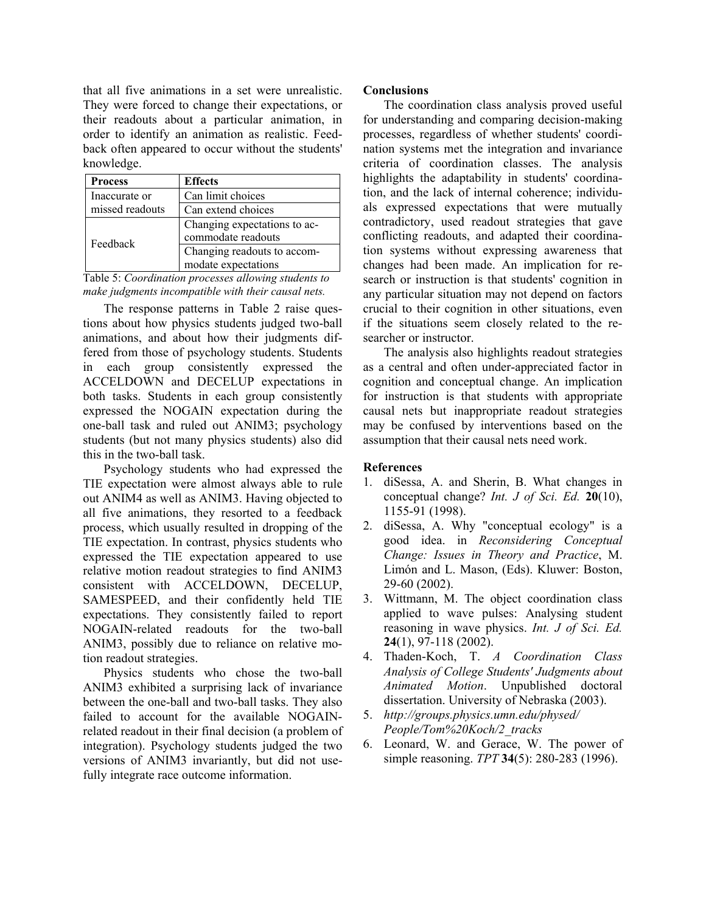that all five animations in a set were unrealistic. They were forced to change their expectations, or their readouts about a particular animation, in order to identify an animation as realistic. Feedback often appeared to occur without the students' knowledge.

| Process | Effects |
|---|---|
| Inaccurate or missed readouts | Can limit choices |
| | Can extend choices |
| Feedback | Changing expectations to accommodate readouts |
| | Changing readouts to accommodate expectations |

Table 5: *Coordination processes allowing students to make judgments incompatible with their causal nets.*

The response patterns in Table 2 raise questions about how physics students judged two-ball animations, and about how their judgments differed from those of psychology students. Students in each group consistently expressed the ACCELDOWN and DECELUP expectations in both tasks. Students in each group consistently expressed the NOGAIN expectation during the one-ball task and ruled out ANIM3; psychology students (but not many physics students) also did this in the two-ball task.

Psychology students who had expressed the TIE expectation were almost always able to rule out ANIM4 as well as ANIM3. Having objected to all five animations, they resorted to a feedback process, which usually resulted in dropping of the TIE expectation. In contrast, physics students who expressed the TIE expectation appeared to use relative motion readout strategies to find ANIM3 consistent with ACCELDOWN, DECELUP, SAMESPEED, and their confidently held TIE expectations. They consistently failed to report NOGAIN-related readouts for the two-ball ANIM3, possibly due to reliance on relative motion readout strategies.

Physics students who chose the two-ball ANIM3 exhibited a surprising lack of invariance between the one-ball and two-ball tasks. They also failed to account for the available NOGAIN-related readout in their final decision (a problem of integration). Psychology students judged the two versions of ANIM3 invariantly, but did not usefully integrate race outcome information.

## Conclusions

The coordination class analysis proved useful for understanding and comparing decision-making processes, regardless of whether students' coordination systems met the integration and invariance criteria of coordination classes. The analysis highlights the adaptability in students' coordination, and the lack of internal coherence; individuals expressed expectations that were mutually contradictory, used readout strategies that gave conflicting readouts, and adapted their coordination systems without expressing awareness that changes had been made. An implication for research or instruction is that students' cognition in any particular situation may not depend on factors crucial to their cognition in other situations, even if the situations seem closely related to the researcher or instructor.

The analysis also highlights readout strategies as a central and often under-appreciated factor in cognition and conceptual change. An implication for instruction is that students with appropriate causal nets but inappropriate readout strategies may be confused by interventions based on the assumption that their causal nets need work.

## References

1. diSessa, A. and Sherin, B. What changes in conceptual change? *Int. J of Sci. Ed.* **20**(10), 1155-91 (1998).
2. diSessa, A. Why "conceptual ecology" is a good idea. in *Reconsidering Conceptual Change: Issues in Theory and Practice*, M. Limón and L. Mason, (Eds). Kluwer: Boston, 29-60 (2002).
3. Wittmann, M. The object coordination class applied to wave pulses: Analysing student reasoning in wave physics. *Int. J of Sci. Ed.* **24**(1), 97-118 (2002).
4. Thaden-Koch, T. *A Coordination Class Analysis of College Students' Judgments about Animated Motion*. Unpublished doctoral dissertation. University of Nebraska (2003).
5. *http://groups.physics.umn.edu/physed/People/Tom%20Koch/2_tracks*
6. Leonard, W. and Gerace, W. The power of simple reasoning. *TPT* **34**(5): 280-283 (1996).